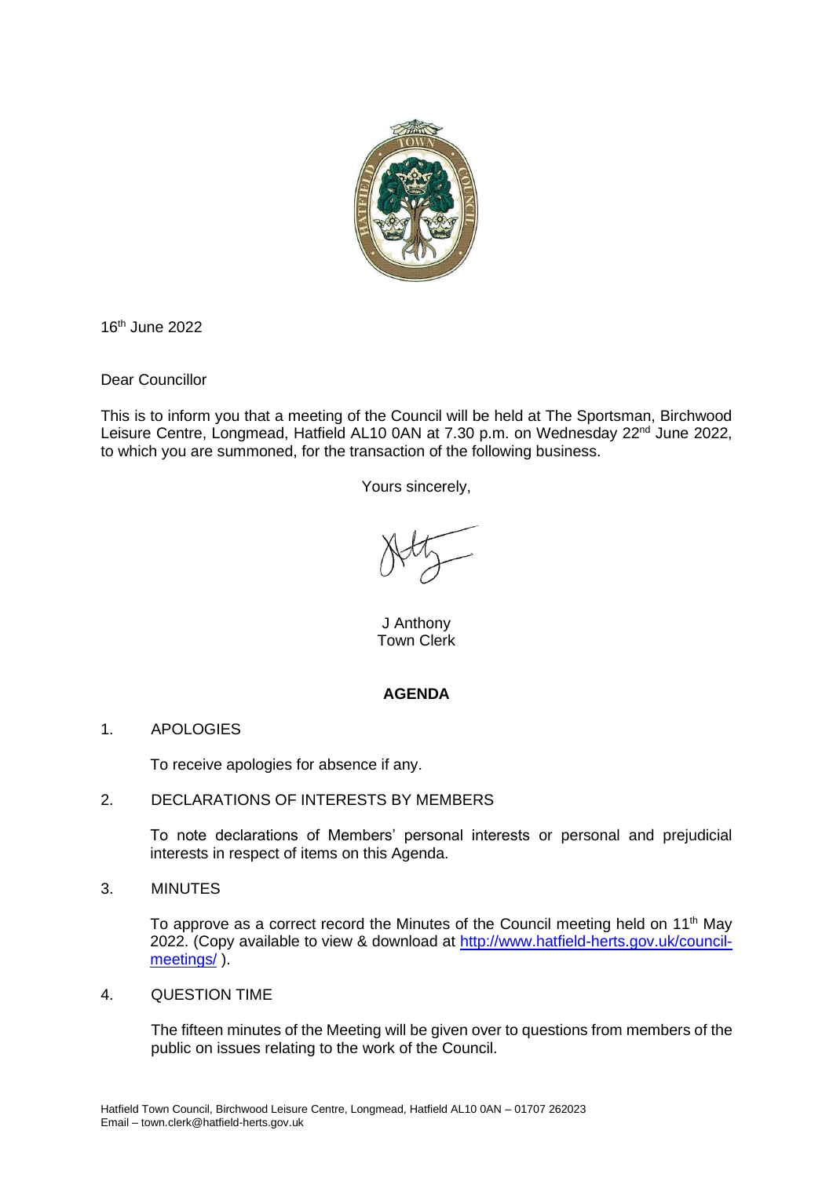16th June 2022

Dear Councillor

This is to inform you that a meeting of the Council will be held at The Sportsman, Birchwood Leisure Centre, Longmead, Hatfield AL10 0AN at 7.30 p.m. on Wednesday 22nd June 2022, to which you are summoned, for the transaction of the following business.

Yours sincerely,

J Anthony
Town Clerk

## AGENDA

1. APOLOGIES

   To receive apologies for absence if any.

2. DECLARATIONS OF INTERESTS BY MEMBERS

   To note declarations of Members' personal interests or personal and prejudicial interests in respect of items on this Agenda.

3. MINUTES

   To approve as a correct record the Minutes of the Council meeting held on 11th May 2022. (Copy available to view & download at [http://www.hatfield-herts.gov.uk/council-meetings/](http://www.hatfield-herts.gov.uk/council-meetings/) ).

4. QUESTION TIME

   The fifteen minutes of the Meeting will be given over to questions from members of the public on issues relating to the work of the Council.

Hatfield Town Council, Birchwood Leisure Centre, Longmead, Hatfield AL10 0AN – 01707 262023
Email – town.clerk@hatfield-herts.gov.uk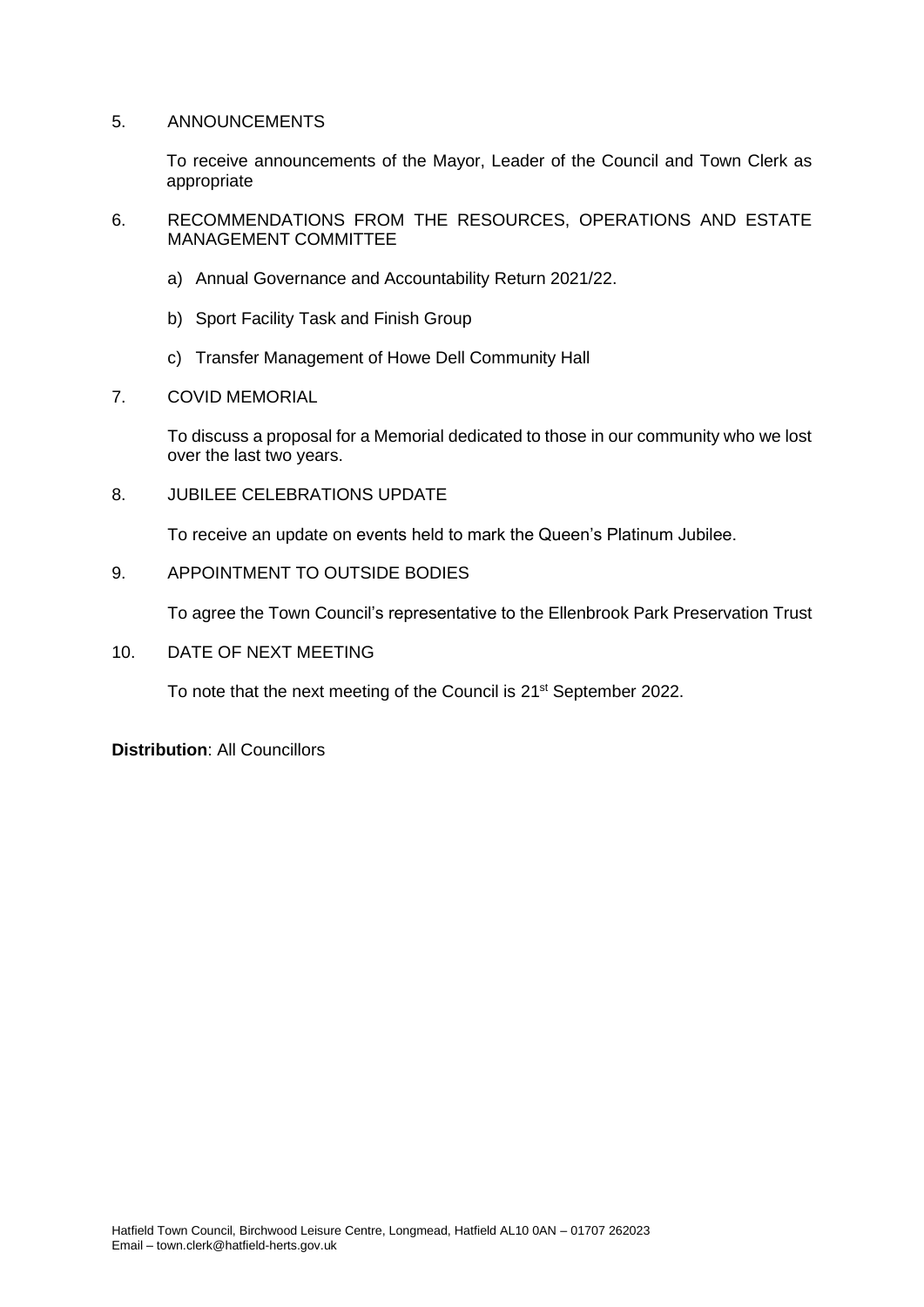5. ANNOUNCEMENTS

To receive announcements of the Mayor, Leader of the Council and Town Clerk as appropriate

6. RECOMMENDATIONS FROM THE RESOURCES, OPERATIONS AND ESTATE MANAGEMENT COMMITTEE

   a) Annual Governance and Accountability Return 2021/22.

   b) Sport Facility Task and Finish Group

   c) Transfer Management of Howe Dell Community Hall

7. COVID MEMORIAL

To discuss a proposal for a Memorial dedicated to those in our community who we lost over the last two years.

8. JUBILEE CELEBRATIONS UPDATE

To receive an update on events held to mark the Queen's Platinum Jubilee.

9. APPOINTMENT TO OUTSIDE BODIES

To agree the Town Council's representative to the Ellenbrook Park Preservation Trust

10. DATE OF NEXT MEETING

To note that the next meeting of the Council is 21st September 2022.

**Distribution**: All Councillors

Hatfield Town Council, Birchwood Leisure Centre, Longmead, Hatfield AL10 0AN – 01707 262023
Email – town.clerk@hatfield-herts.gov.uk